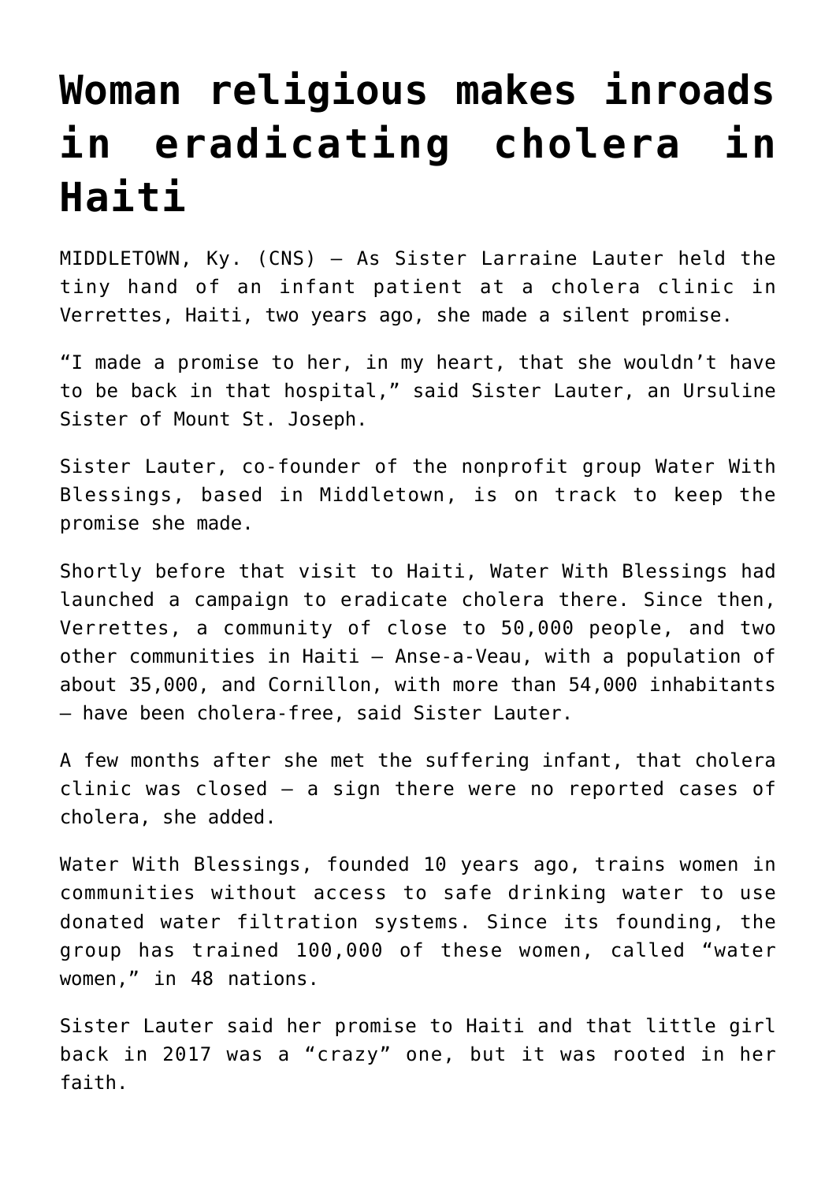# Woman religious makes inroads in eradicating cholera in Haiti

MIDDLETOWN, Ky. (CNS) — As Sister Larraine Lauter held the tiny hand of an infant patient at a cholera clinic in Verrettes, Haiti, two years ago, she made a silent promise.

“I made a promise to her, in my heart, that she wouldn’t have to be back in that hospital,” said Sister Lauter, an Ursuline Sister of Mount St. Joseph.

Sister Lauter, co-founder of the nonprofit group Water With Blessings, based in Middletown, is on track to keep the promise she made.

Shortly before that visit to Haiti, Water With Blessings had launched a campaign to eradicate cholera there. Since then, Verrettes, a community of close to 50,000 people, and two other communities in Haiti — Anse-a-Veau, with a population of about 35,000, and Cornillon, with more than 54,000 inhabitants — have been cholera-free, said Sister Lauter.

A few months after she met the suffering infant, that cholera clinic was closed — a sign there were no reported cases of cholera, she added.

Water With Blessings, founded 10 years ago, trains women in communities without access to safe drinking water to use donated water filtration systems. Since its founding, the group has trained 100,000 of these women, called “water women,” in 48 nations.

Sister Lauter said her promise to Haiti and that little girl back in 2017 was a “crazy” one, but it was rooted in her faith.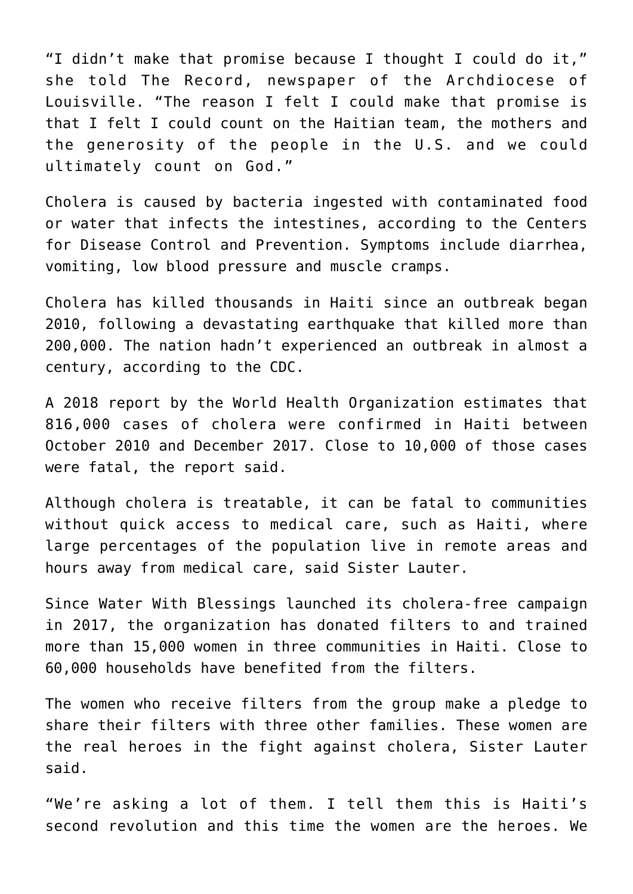"I didn't make that promise because I thought I could do it," she told The Record, newspaper of the Archdiocese of Louisville. "The reason I felt I could make that promise is that I felt I could count on the Haitian team, the mothers and the generosity of the people in the U.S. and we could ultimately count on God."

Cholera is caused by bacteria ingested with contaminated food or water that infects the intestines, according to the Centers for Disease Control and Prevention. Symptoms include diarrhea, vomiting, low blood pressure and muscle cramps.

Cholera has killed thousands in Haiti since an outbreak began 2010, following a devastating earthquake that killed more than 200,000. The nation hadn't experienced an outbreak in almost a century, according to the CDC.

A 2018 report by the World Health Organization estimates that 816,000 cases of cholera were confirmed in Haiti between October 2010 and December 2017. Close to 10,000 of those cases were fatal, the report said.

Although cholera is treatable, it can be fatal to communities without quick access to medical care, such as Haiti, where large percentages of the population live in remote areas and hours away from medical care, said Sister Lauter.

Since Water With Blessings launched its cholera-free campaign in 2017, the organization has donated filters to and trained more than 15,000 women in three communities in Haiti. Close to 60,000 households have benefited from the filters.

The women who receive filters from the group make a pledge to share their filters with three other families. These women are the real heroes in the fight against cholera, Sister Lauter said.

"We're asking a lot of them. I tell them this is Haiti's second revolution and this time the women are the heroes. We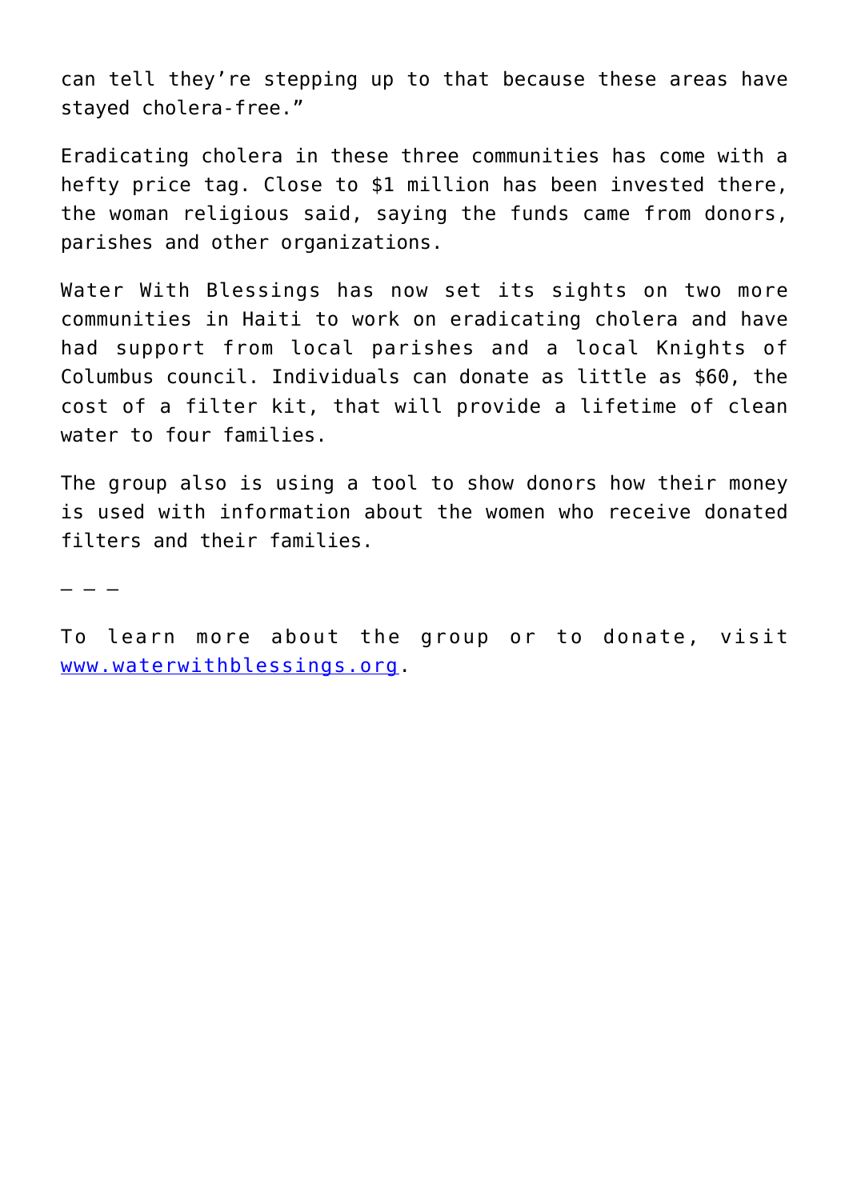can tell they're stepping up to that because these areas have stayed cholera-free."

Eradicating cholera in these three communities has come with a hefty price tag. Close to $1 million has been invested there, the woman religious said, saying the funds came from donors, parishes and other organizations.

Water With Blessings has now set its sights on two more communities in Haiti to work on eradicating cholera and have had support from local parishes and a local Knights of Columbus council. Individuals can donate as little as $60, the cost of a filter kit, that will provide a lifetime of clean water to four families.

The group also is using a tool to show donors how their money is used with information about the women who receive donated filters and their families.

— — —

To learn more about the group or to donate, visit www.waterwithblessings.org.